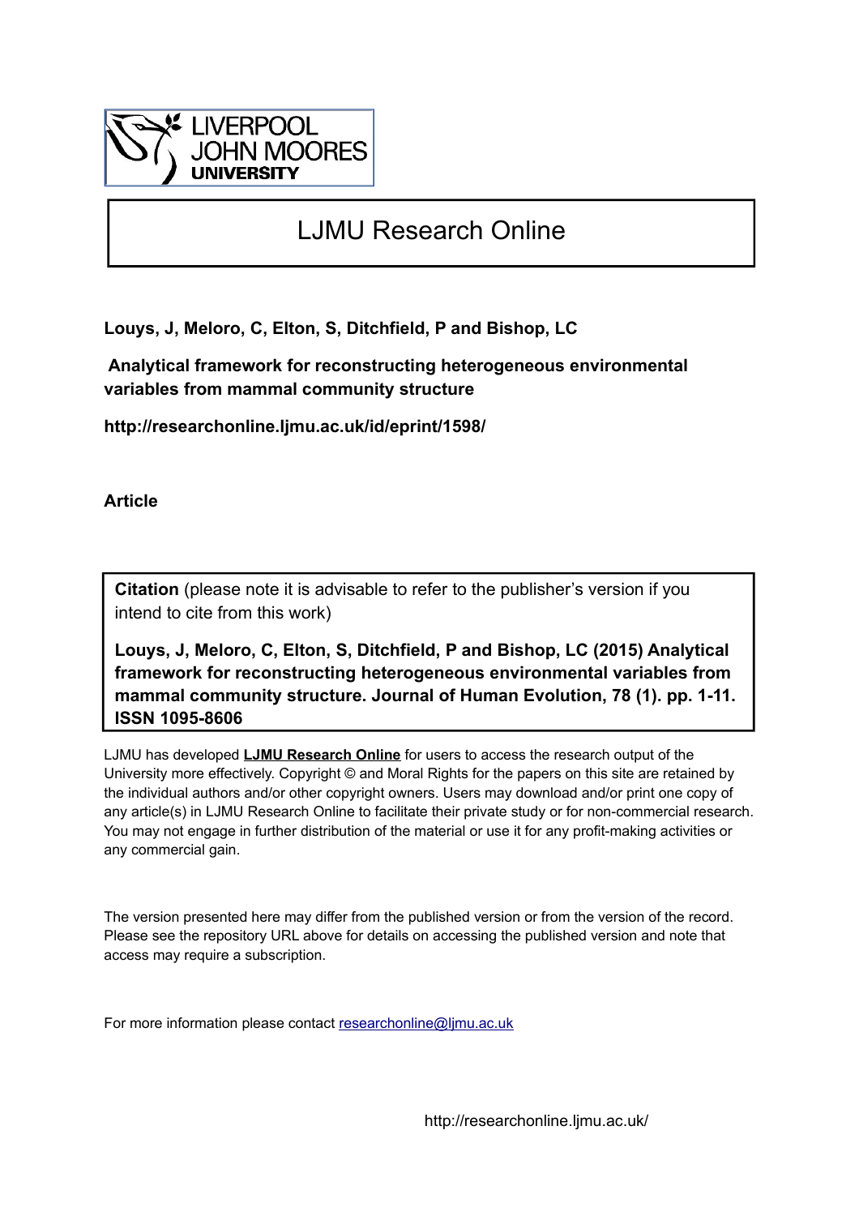LIVERPOOL JOHN MOORES UNIVERSITY

# LJMU Research Online

**Louys, J, Meloro, C, Elton, S, Ditchfield, P and Bishop, LC**

**Analytical framework for reconstructing heterogeneous environmental variables from mammal community structure**

**http://researchonline.ljmu.ac.uk/id/eprint/1598/**

**Article**

**Citation** (please note it is advisable to refer to the publisher's version if you intend to cite from this work)

**Louys, J, Meloro, C, Elton, S, Ditchfield, P and Bishop, LC (2015) Analytical framework for reconstructing heterogeneous environmental variables from mammal community structure. Journal of Human Evolution, 78 (1). pp. 1-11. ISSN 1095-8606**

LJMU has developed **LJMU Research Online** for users to access the research output of the University more effectively. Copyright © and Moral Rights for the papers on this site are retained by the individual authors and/or other copyright owners. Users may download and/or print one copy of any article(s) in LJMU Research Online to facilitate their private study or for non-commercial research. You may not engage in further distribution of the material or use it for any profit-making activities or any commercial gain.

The version presented here may differ from the published version or from the version of the record. Please see the repository URL above for details on accessing the published version and note that access may require a subscription.

For more information please contact researchonline@ljmu.ac.uk

http://researchonline.ljmu.ac.uk/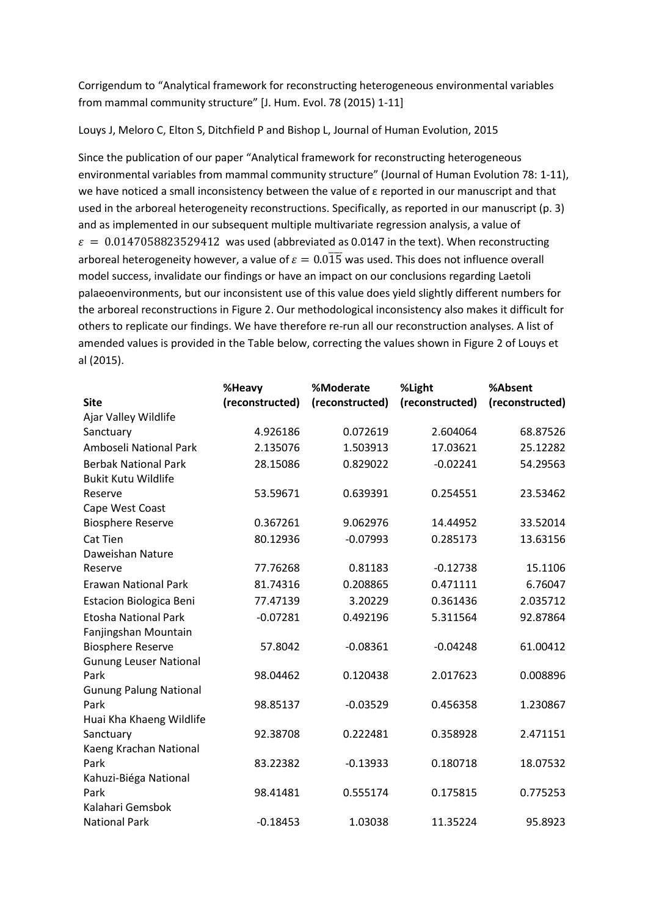Corrigendum to “Analytical framework for reconstructing heterogeneous environmental variables from mammal community structure” [J. Hum. Evol. 78 (2015) 1-11]

Louys J, Meloro C, Elton S, Ditchfield P and Bishop L, Journal of Human Evolution, 2015

Since the publication of our paper “Analytical framework for reconstructing heterogeneous environmental variables from mammal community structure” (Journal of Human Evolution 78: 1-11), we have noticed a small inconsistency between the value of ε reported in our manuscript and that used in the arboreal heterogeneity reconstructions. Specifically, as reported in our manuscript (p. 3) and as implemented in our subsequent multiple multivariate regression analysis, a value of $\varepsilon = 0.0147058823529412$ was used (abbreviated as 0.0147 in the text). When reconstructing arboreal heterogeneity however, a value of $\varepsilon = 0.0\overline{15}$ was used. This does not influence overall model success, invalidate our findings or have an impact on our conclusions regarding Laetoli palaeoenvironments, but our inconsistent use of this value does yield slightly different numbers for the arboreal reconstructions in Figure 2. Our methodological inconsistency also makes it difficult for others to replicate our findings. We have therefore re-run all our reconstruction analyses. A list of amended values is provided in the Table below, correcting the values shown in Figure 2 of Louys et al (2015).

| Site | %Heavy (reconstructed) | %Moderate (reconstructed) | %Light (reconstructed) | %Absent (reconstructed) |
|---|---|---|---|---|
| Ajar Valley Wildlife Sanctuary | 4.926186 | 0.072619 | 2.604064 | 68.87526 |
| Amboseli National Park | 2.135076 | 1.503913 | 17.03621 | 25.12282 |
| Berbak National Park | 28.15086 | 0.829022 | -0.02241 | 54.29563 |
| Bukit Kutu Wildlife Reserve | 53.59671 | 0.639391 | 0.254551 | 23.53462 |
| Cape West Coast Biosphere Reserve | 0.367261 | 9.062976 | 14.44952 | 33.52014 |
| Cat Tien | 80.12936 | -0.07993 | 0.285173 | 13.63156 |
| Daweishan Nature Reserve | 77.76268 | 0.81183 | -0.12738 | 15.1106 |
| Erawan National Park | 81.74316 | 0.208865 | 0.471111 | 6.76047 |
| Estacion Biologica Beni | 77.47139 | 3.20229 | 0.361436 | 2.035712 |
| Etosha National Park | -0.07281 | 0.492196 | 5.311564 | 92.87864 |
| Fanjingshan Mountain Biosphere Reserve | 57.8042 | -0.08361 | -0.04248 | 61.00412 |
| Gunung Leuser National Park | 98.04462 | 0.120438 | 2.017623 | 0.008896 |
| Gunung Palung National Park | 98.85137 | -0.03529 | 0.456358 | 1.230867 |
| Huai Kha Khaeng Wildlife Sanctuary | 92.38708 | 0.222481 | 0.358928 | 2.471151 |
| Kaeng Krachan National Park | 83.22382 | -0.13933 | 0.180718 | 18.07532 |
| Kahuzi-Biéga National Park | 98.41481 | 0.555174 | 0.175815 | 0.775253 |
| Kalahari Gemsbok National Park | -0.18453 | 1.03038 | 11.35224 | 95.8923 |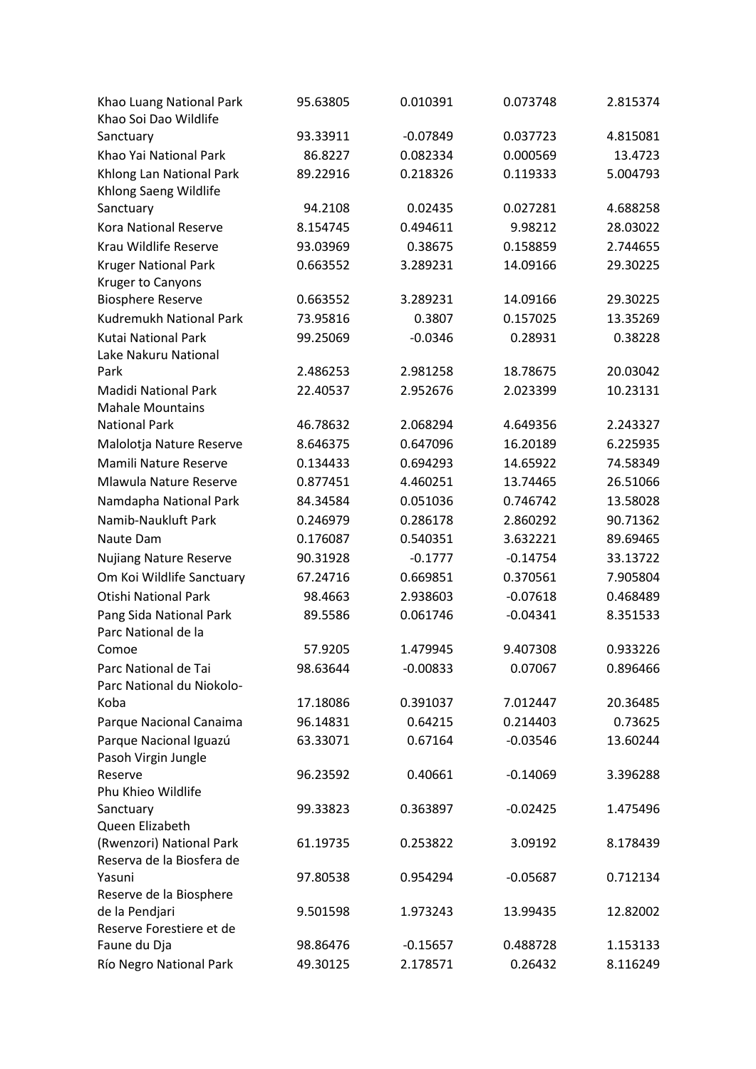| | | | | |
|---|---|---|---|---|
| Khao Luang National Park | 95.63805 | 0.010391 | 0.073748 | 2.815374 |
| Khao Soi Dao Wildlife Sanctuary | 93.33911 | -0.07849 | 0.037723 | 4.815081 |
| Khao Yai National Park | 86.8227 | 0.082334 | 0.000569 | 13.4723 |
| Khlong Lan National Park | 89.22916 | 0.218326 | 0.119333 | 5.004793 |
| Khlong Saeng Wildlife Sanctuary | 94.2108 | 0.02435 | 0.027281 | 4.688258 |
| Kora National Reserve | 8.154745 | 0.494611 | 9.98212 | 28.03022 |
| Krau Wildlife Reserve | 93.03969 | 0.38675 | 0.158859 | 2.744655 |
| Kruger National Park | 0.663552 | 3.289231 | 14.09166 | 29.30225 |
| Kruger to Canyons Biosphere Reserve | 0.663552 | 3.289231 | 14.09166 | 29.30225 |
| Kudremukh National Park | 73.95816 | 0.3807 | 0.157025 | 13.35269 |
| Kutai National Park | 99.25069 | -0.0346 | 0.28931 | 0.38228 |
| Lake Nakuru National Park | 2.486253 | 2.981258 | 18.78675 | 20.03042 |
| Madidi National Park | 22.40537 | 2.952676 | 2.023399 | 10.23131 |
| Mahale Mountains National Park | 46.78632 | 2.068294 | 4.649356 | 2.243327 |
| Malolotja Nature Reserve | 8.646375 | 0.647096 | 16.20189 | 6.225935 |
| Mamili Nature Reserve | 0.134433 | 0.694293 | 14.65922 | 74.58349 |
| Mlawula Nature Reserve | 0.877451 | 4.460251 | 13.74465 | 26.51066 |
| Namdapha National Park | 84.34584 | 0.051036 | 0.746742 | 13.58028 |
| Namib-Naukluft Park | 0.246979 | 0.286178 | 2.860292 | 90.71362 |
| Naute Dam | 0.176087 | 0.540351 | 3.632221 | 89.69465 |
| Nujiang Nature Reserve | 90.31928 | -0.1777 | -0.14754 | 33.13722 |
| Om Koi Wildlife Sanctuary | 67.24716 | 0.669851 | 0.370561 | 7.905804 |
| Otishi National Park | 98.4663 | 2.938603 | -0.07618 | 0.468489 |
| Pang Sida National Park | 89.5586 | 0.061746 | -0.04341 | 8.351533 |
| Parc National de la Comoe | 57.9205 | 1.479945 | 9.407308 | 0.933226 |
| Parc National de Tai | 98.63644 | -0.00833 | 0.07067 | 0.896466 |
| Parc National du Niokolo-Koba | 17.18086 | 0.391037 | 7.012447 | 20.36485 |
| Parque Nacional Canaima | 96.14831 | 0.64215 | 0.214403 | 0.73625 |
| Parque Nacional Iguazú | 63.33071 | 0.67164 | -0.03546 | 13.60244 |
| Pasoh Virgin Jungle Reserve | 96.23592 | 0.40661 | -0.14069 | 3.396288 |
| Phu Khieo Wildlife Sanctuary | 99.33823 | 0.363897 | -0.02425 | 1.475496 |
| Queen Elizabeth (Rwenzori) National Park | 61.19735 | 0.253822 | 3.09192 | 8.178439 |
| Reserva de la Biosfera de Yasuni | 97.80538 | 0.954294 | -0.05687 | 0.712134 |
| Reserve de la Biosphere de la Pendjari | 9.501598 | 1.973243 | 13.99435 | 12.82002 |
| Reserve Forestiere et de Faune du Dja | 98.86476 | -0.15657 | 0.488728 | 1.153133 |
| Río Negro National Park | 49.30125 | 2.178571 | 0.26432 | 8.116249 |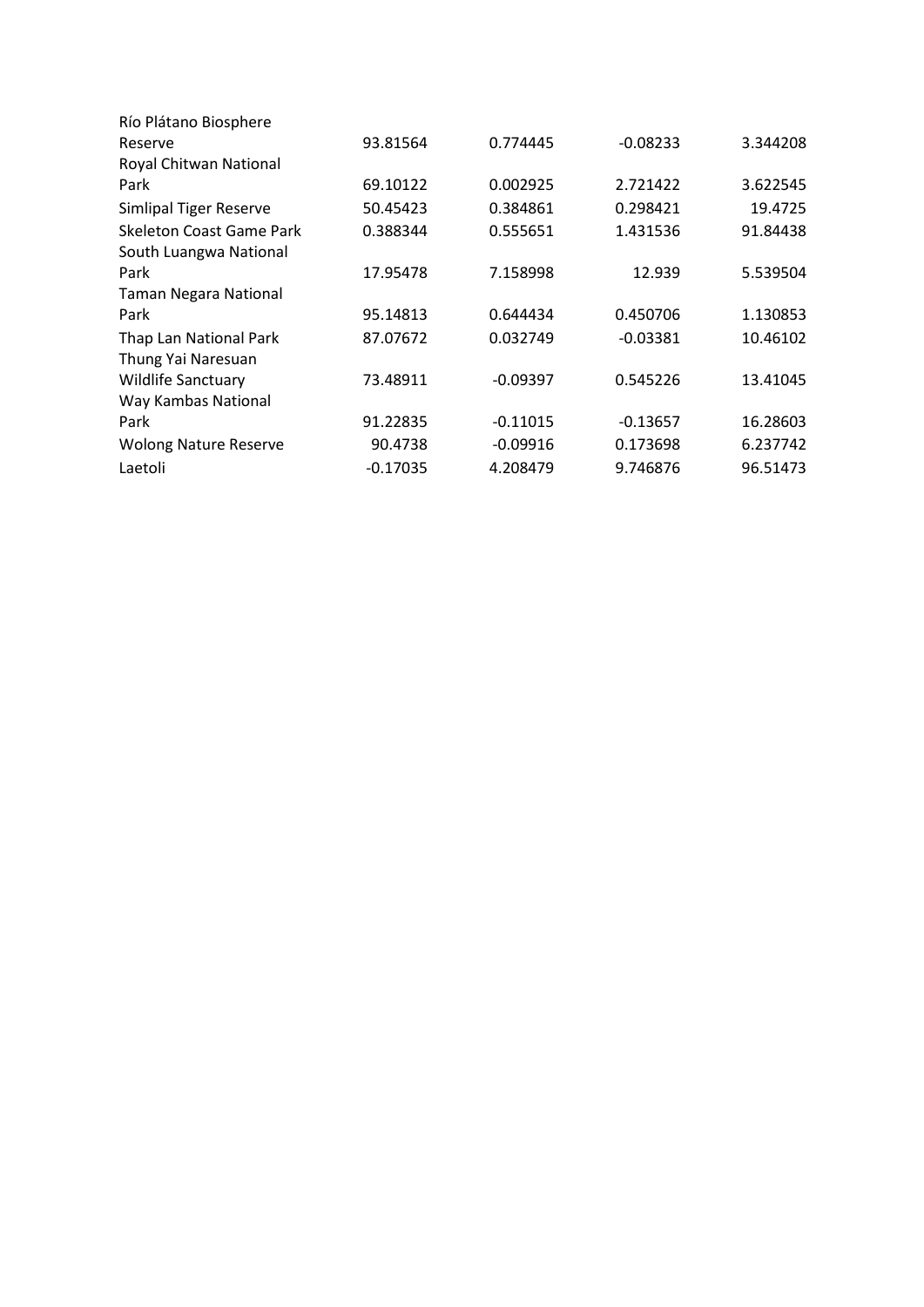| | | | | |
|---|---|---|---|---|
| Río Plátano Biosphere Reserve | 93.81564 | 0.774445 | -0.08233 | 3.344208 |
| Royal Chitwan National Park | 69.10122 | 0.002925 | 2.721422 | 3.622545 |
| Simlipal Tiger Reserve | 50.45423 | 0.384861 | 0.298421 | 19.4725 |
| Skeleton Coast Game Park | 0.388344 | 0.555651 | 1.431536 | 91.84438 |
| South Luangwa National Park | 17.95478 | 7.158998 | 12.939 | 5.539504 |
| Taman Negara National Park | 95.14813 | 0.644434 | 0.450706 | 1.130853 |
| Thap Lan National Park | 87.07672 | 0.032749 | -0.03381 | 10.46102 |
| Thung Yai Naresuan Wildlife Sanctuary | 73.48911 | -0.09397 | 0.545226 | 13.41045 |
| Way Kambas National Park | 91.22835 | -0.11015 | -0.13657 | 16.28603 |
| Wolong Nature Reserve | 90.4738 | -0.09916 | 0.173698 | 6.237742 |
| Laetoli | -0.17035 | 4.208479 | 9.746876 | 96.51473 |